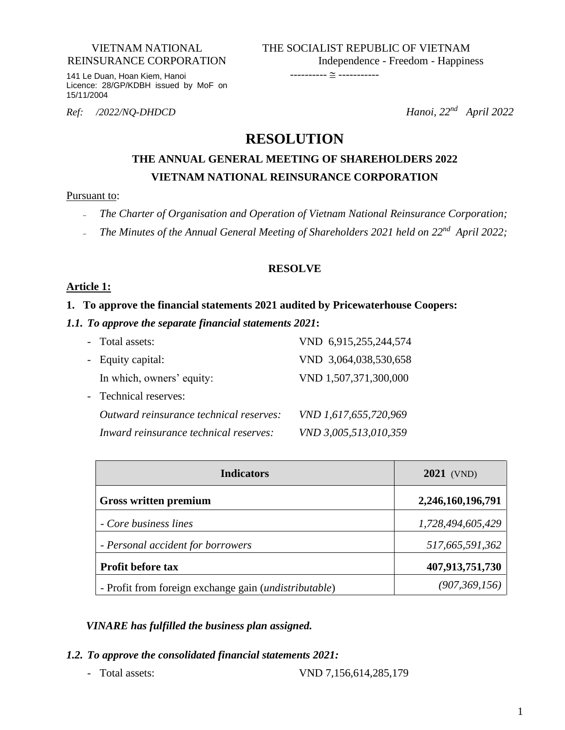VIETNAM NATIONAL REINSURANCE CORPORATION

141 Le Duan, Hoan Kiem, Hanoi
Licence: 28/GP/KDBH issued by MoF on 15/11/2004

THE SOCIALIST REPUBLIC OF VIETNAM
Independence - Freedom - Happiness
---------- ≅ -----------

*Ref: /2022/NQ-DHDCD*

*Hanoi, 22nd April 2022*

# RESOLUTION

## THE ANNUAL GENERAL MEETING OF SHAREHOLDERS 2022
## VIETNAM NATIONAL REINSURANCE CORPORATION

Pursuant to:

- *The Charter of Organisation and Operation of Vietnam National Reinsurance Corporation;*
- *The Minutes of the Annual General Meeting of Shareholders 2021 held on 22nd April 2022;*

**RESOLVE**

**Article 1:**

**1. To approve the financial statements 2021 audited by Pricewaterhouse Coopers:**

***1.1. To approve the separate financial statements 2021*:**

- Total assets: VND 6,915,255,244,574
- Equity capital: VND 3,064,038,530,658
  In which, owners' equity: VND 1,507,371,300,000
- Technical reserves:
  *Outward reinsurance technical reserves: VND 1,617,655,720,969*
  *Inward reinsurance technical reserves: VND 3,005,513,010,359*

| Indicators | 2021 (VND) |
|---|---|
| **Gross written premium** | **2,246,160,196,791** |
| *- Core business lines* | *1,728,494,605,429* |
| *- Personal accident for borrowers* | *517,665,591,362* |
| **Profit before tax** | **407,913,751,730** |
| - Profit from foreign exchange gain (*undistributable*) | *(907,369,156)* |

***VINARE has fulfilled the business plan assigned.***

***1.2. To approve the consolidated financial statements 2021:***

- Total assets: VND 7,156,614,285,179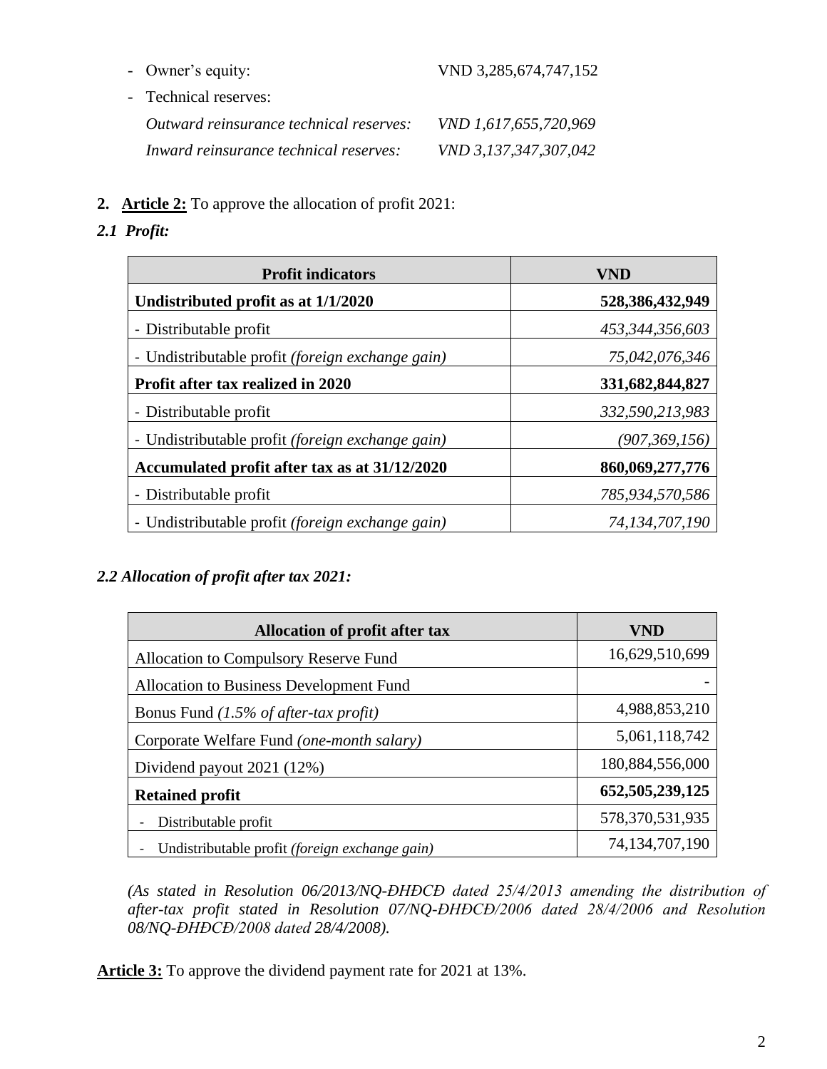- Owner's equity: VND 3,285,674,747,152
- Technical reserves:

  *Outward reinsurance technical reserves: VND 1,617,655,720,969*

  *Inward reinsurance technical reserves: VND 3,137,347,307,042*

2. **Article 2:** To approve the allocation of profit 2021:

*2.1 Profit:*

| Profit indicators | VND |
|---|---|
| **Undistributed profit as at 1/1/2020** | **528,386,432,949** |
| - Distributable profit | *453,344,356,603* |
| - Undistributable profit *(foreign exchange gain)* | *75,042,076,346* |
| **Profit after tax realized in 2020** | **331,682,844,827** |
| - Distributable profit | *332,590,213,983* |
| - Undistributable profit *(foreign exchange gain)* | *(907,369,156)* |
| **Accumulated profit after tax as at 31/12/2020** | **860,069,277,776** |
| - Distributable profit | *785,934,570,586* |
| - Undistributable profit *(foreign exchange gain)* | *74,134,707,190* |

*2.2 Allocation of profit after tax 2021:*

| Allocation of profit after tax | VND |
|---|---|
| Allocation to Compulsory Reserve Fund | 16,629,510,699 |
| Allocation to Business Development Fund | - |
| Bonus Fund *(1.5% of after-tax profit)* | 4,988,853,210 |
| Corporate Welfare Fund *(one-month salary)* | 5,061,118,742 |
| Dividend payout 2021 (12%) | 180,884,556,000 |
| **Retained profit** | **652,505,239,125** |
| - Distributable profit | 578,370,531,935 |
| - Undistributable profit *(foreign exchange gain)* | 74,134,707,190 |

*(As stated in Resolution 06/2013/NQ-ĐHĐCĐ dated 25/4/2013 amending the distribution of after-tax profit stated in Resolution 07/NQ-ĐHĐCĐ/2006 dated 28/4/2006 and Resolution 08/NQ-ĐHĐCĐ/2008 dated 28/4/2008).*

**Article 3:** To approve the dividend payment rate for 2021 at 13%.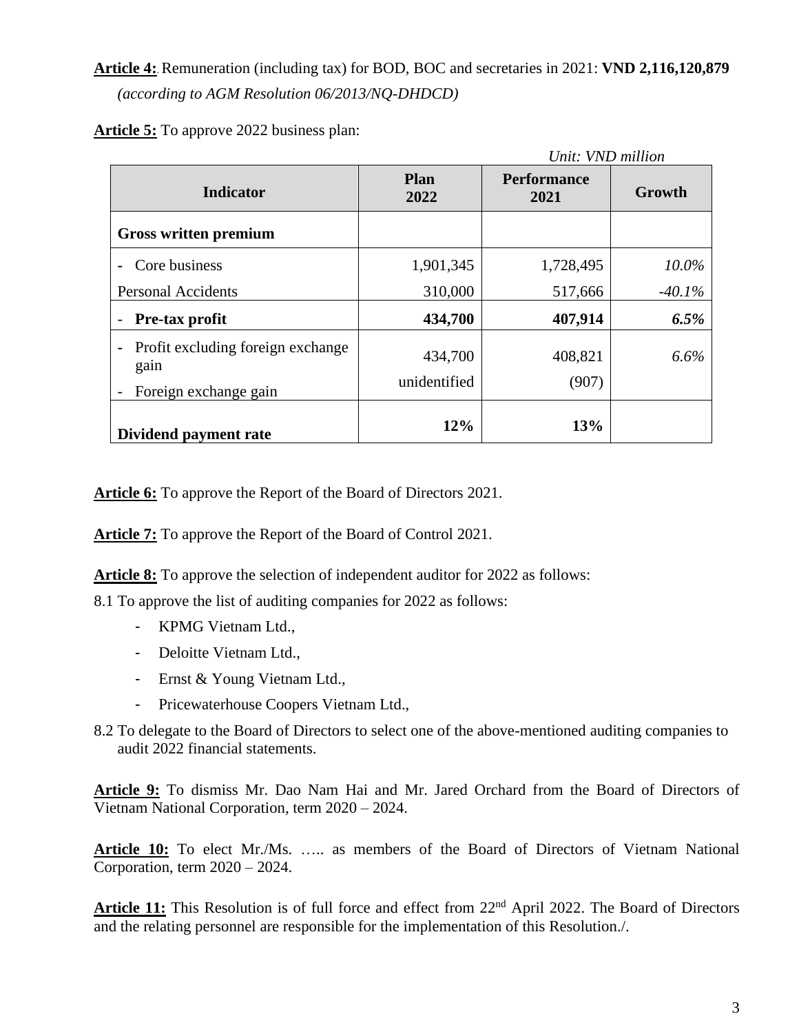**Article 4:**. Remuneration (including tax) for BOD, BOC and secretaries in 2021: **VND 2,116,120,879**

*(according to AGM Resolution 06/2013/NQ-DHDCD)*

**Article 5:** To approve 2022 business plan:

*Unit: VND million*

| Indicator | Plan 2022 | Performance 2021 | Growth |
|---|---|---|---|
| **Gross written premium** | | | |
| - Core business | 1,901,345 | 1,728,495 | *10.0%* |
| Personal Accidents | 310,000 | 517,666 | *-40.1%* |
| - **Pre-tax profit** | **434,700** | **407,914** | ***6.5%*** |
| - Profit excluding foreign exchange gain | 434,700 | 408,821 | *6.6%* |
| - Foreign exchange gain | unidentified | (907) | |
| **Dividend payment rate** | **12%** | **13%** | |

**Article 6:** To approve the Report of the Board of Directors 2021.

**Article 7:** To approve the Report of the Board of Control 2021.

**Article 8:** To approve the selection of independent auditor for 2022 as follows:

8.1 To approve the list of auditing companies for 2022 as follows:

- KPMG Vietnam Ltd.,
- Deloitte Vietnam Ltd.,
- Ernst & Young Vietnam Ltd.,
- Pricewaterhouse Coopers Vietnam Ltd.,

8.2 To delegate to the Board of Directors to select one of the above-mentioned auditing companies to audit 2022 financial statements.

**Article 9:** To dismiss Mr. Dao Nam Hai and Mr. Jared Orchard from the Board of Directors of Vietnam National Corporation, term 2020 – 2024.

**Article 10:** To elect Mr./Ms. ….. as members of the Board of Directors of Vietnam National Corporation, term 2020 – 2024.

**Article 11:** This Resolution is of full force and effect from 22nd April 2022. The Board of Directors and the relating personnel are responsible for the implementation of this Resolution./.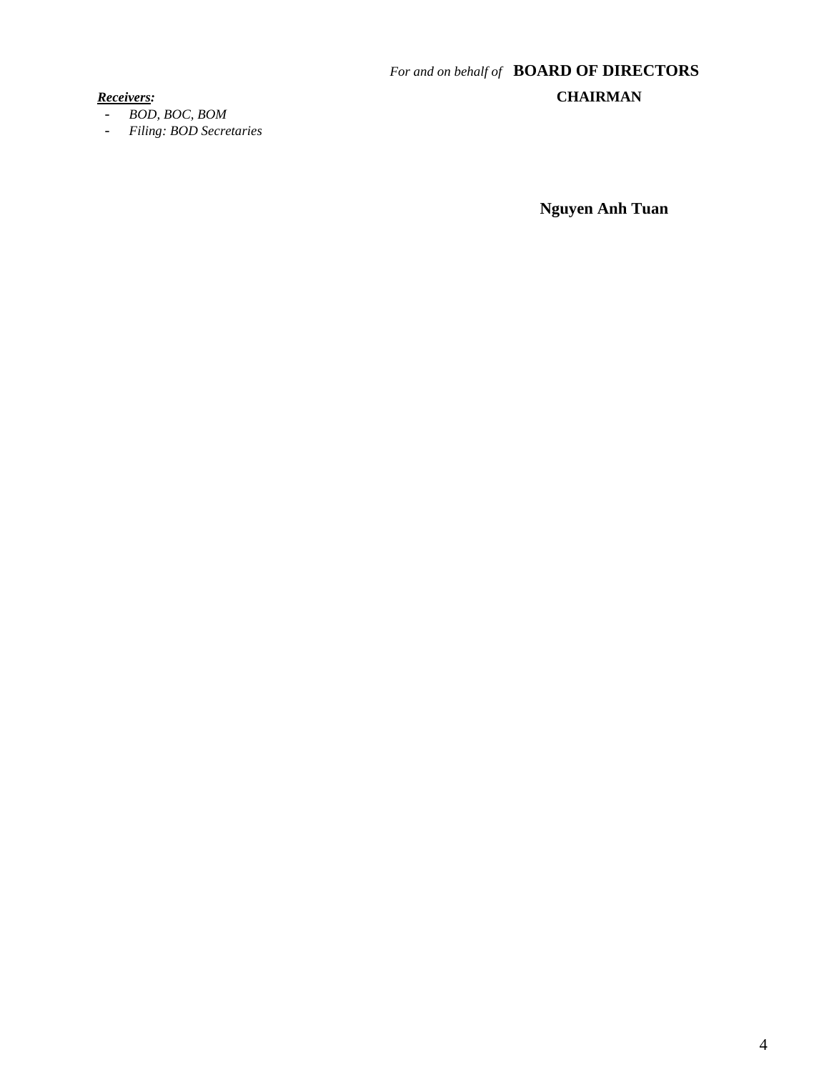*For and on behalf of* **BOARD OF DIRECTORS**

**CHAIRMAN**

***Receivers:***

- *BOD, BOC, BOM*
- *Filing: BOD Secretaries*

**Nguyen Anh Tuan**